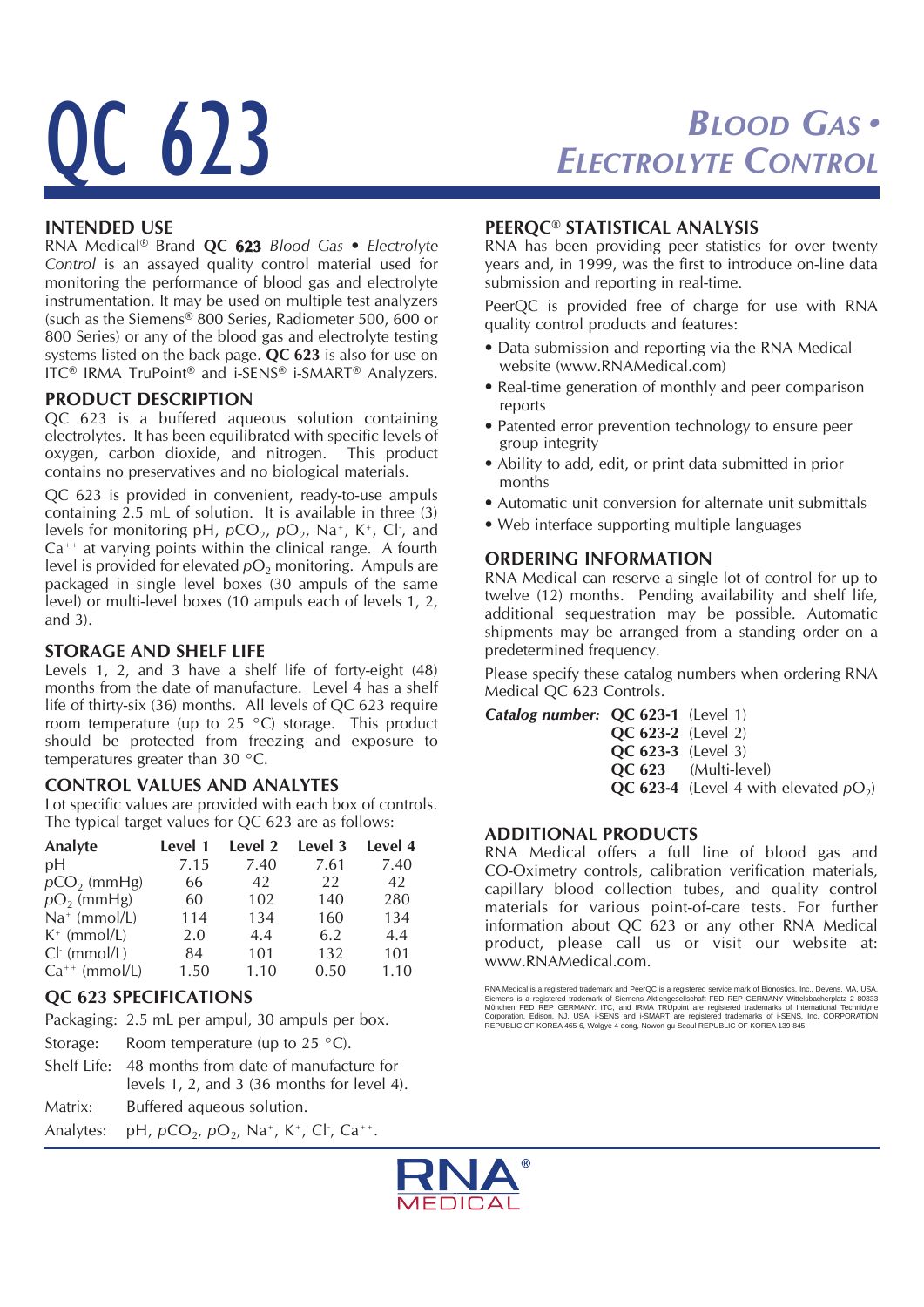# QC 623

## *Blood Gas • Electrolyte Control*

### INTENDED USE

RNA Medical® Brand **QC 623** *Blood Gas • Electrolyte Control* is an assayed quality control material used for monitoring the performance of blood gas and electrolyte instrumentation. It may be used on multiple test analyzers (such as the Siemens® 800 Series, Radiometer 500, 600 or 800 Series) or any of the blood gas and electrolyte testing systems listed on the back page. **QC 623** is also for use on ITC® IRMA TruPoint® and i-SENS® i-SMART® Analyzers.

### PRODUCT DESCRIPTION

QC 623 is a buffered aqueous solution containing electrolytes. It has been equilibrated with specific levels of oxygen, carbon dioxide, and nitrogen. This product contains no preservatives and no biological materials.

QC 623 is provided in convenient, ready-to-use ampuls containing 2.5 mL of solution. It is available in three (3) levels for monitoring pH, $pCO_2$, $pO_2$, $Na^+$, $K^+$, $Cl^-$, and $Ca^{++}$ at varying points within the clinical range. A fourth level is provided for elevated $pO_2$ monitoring. Ampuls are packaged in single level boxes (30 ampuls of the same level) or multi-level boxes (10 ampuls each of levels 1, 2, and 3).

### STORAGE AND SHELF LIFE

Levels 1, 2, and 3 have a shelf life of forty-eight (48) months from the date of manufacture. Level 4 has a shelf life of thirty-six (36) months. All levels of QC 623 require room temperature (up to 25 °C) storage. This product should be protected from freezing and exposure to temperatures greater than 30 °C.

### CONTROL VALUES AND ANALYTES

Lot specific values are provided with each box of controls. The typical target values for QC 623 are as follows:

| Analyte | Level 1 | Level 2 | Level 3 | Level 4 |
|---|---|---|---|---|
| pH | 7.15 | 7.40 | 7.61 | 7.40 |
| $pCO_2$ (mmHg) | 66 | 42 | 22 | 42 |
| $pO_2$ (mmHg) | 60 | 102 | 140 | 280 |
| $Na^+$ (mmol/L) | 114 | 134 | 160 | 134 |
| $K^+$ (mmol/L) | 2.0 | 4.4 | 6.2 | 4.4 |
| $Cl^-$ (mmol/L) | 84 | 101 | 132 | 101 |
| $Ca^{++}$ (mmol/L) | 1.50 | 1.10 | 0.50 | 1.10 |

### QC 623 SPECIFICATIONS

| | |
|---|---|
| Packaging: | 2.5 mL per ampul, 30 ampuls per box. |
| Storage: | Room temperature (up to 25 °C). |
| Shelf Life: | 48 months from date of manufacture for levels 1, 2, and 3 (36 months for level 4). |
| Matrix: | Buffered aqueous solution. |
| Analytes: | pH, $pCO_2$, $pO_2$, $Na^+$, $K^+$, $Cl^-$, $Ca^{++}$. |

### PEERQC® STATISTICAL ANALYSIS

RNA has been providing peer statistics for over twenty years and, in 1999, was the first to introduce on-line data submission and reporting in real-time.

PeerQC is provided free of charge for use with RNA quality control products and features:

- Data submission and reporting via the RNA Medical website (www.RNAMedical.com)
- Real-time generation of monthly and peer comparison reports
- Patented error prevention technology to ensure peer group integrity
- Ability to add, edit, or print data submitted in prior months
- Automatic unit conversion for alternate unit submittals
- Web interface supporting multiple languages

### ORDERING INFORMATION

RNA Medical can reserve a single lot of control for up to twelve (12) months. Pending availability and shelf life, additional sequestration may be possible. Automatic shipments may be arranged from a standing order on a predetermined frequency.

Please specify these catalog numbers when ordering RNA Medical QC 623 Controls.

***Catalog number:***

- **QC 623-1** (Level 1)
- **QC 623-2** (Level 2)
- **QC 623-3** (Level 3)
- **QC 623** (Multi-level)
- **QC 623-4** (Level 4 with elevated $pO_2$)

### ADDITIONAL PRODUCTS

RNA Medical offers a full line of blood gas and CO-Oximetry controls, calibration verification materials, capillary blood collection tubes, and quality control materials for various point-of-care tests. For further information about QC 623 or any other RNA Medical product, please call us or visit our website at: www.RNAMedical.com.

RNA Medical is a registered trademark and PeerQC is a registered service mark of Bionostics, Inc., Devens, MA, USA. Siemens is a registered trademark of Siemens Aktiengesellschaft FED REP GERMANY Wittelsbacherplatz 2 80333 München FED REP GERMANY. ITC, and IRMA TRUpoint are registered trademarks of International Technidyne Corporation, Edison, NJ, USA. i-SENS and i-SMART are registered trademarks of i-SENS, Inc. CORPORATION REPUBLIC OF KOREA 465-6, Wolgye 4-dong, Nowon-gu Seoul REPUBLIC OF KOREA 139-845.

RNA® MEDICAL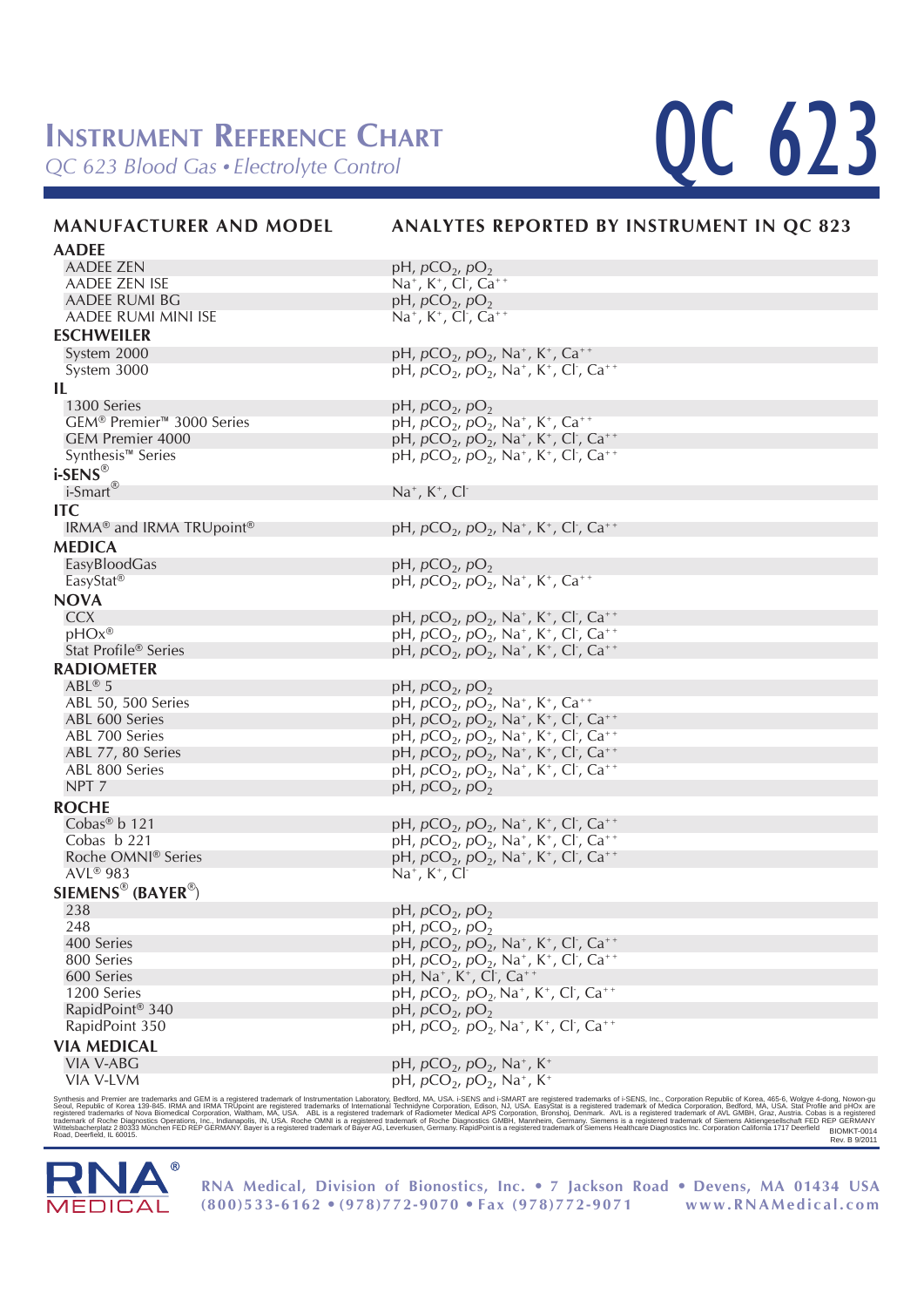# INSTRUMENT REFERENCE CHART

*QC 623 Blood Gas • Electrolyte Control*

QC 623

| MANUFACTURER AND MODEL | ANALYTES REPORTED BY INSTRUMENT IN QC 823 |
|---|---|
| **AADEE** | |
| AADEE ZEN | pH, $pCO_2$, $pO_2$ |
| AADEE ZEN ISE | $Na^+$, $K^+$, $Cl^-$, $Ca^{++}$ |
| AADEE RUMI BG | pH, $pCO_2$, $pO_2$ |
| AADEE RUMI MINI ISE | $Na^+$, $K^+$, $Cl^-$, $Ca^{++}$ |
| **ESCHWEILER** | |
| System 2000 | pH, $pCO_2$, $pO_2$, $Na^+$, $K^+$, $Ca^{++}$ |
| System 3000 | pH, $pCO_2$, $pO_2$, $Na^+$, $K^+$, $Cl^-$, $Ca^{++}$ |
| **IL** | |
| 1300 Series | pH, $pCO_2$, $pO_2$ |
| GEM® Premier™ 3000 Series | pH, $pCO_2$, $pO_2$, $Na^+$, $K^+$, $Ca^{++}$ |
| GEM Premier 4000 | pH, $pCO_2$, $pO_2$, $Na^+$, $K^+$, $Cl^-$, $Ca^{++}$ |
| Synthesis™ Series | pH, $pCO_2$, $pO_2$, $Na^+$, $K^+$, $Cl^-$, $Ca^{++}$ |
| **i-SENS®** | |
| i-Smart® | $Na^+$, $K^+$, $Cl^-$ |
| **ITC** | |
| IRMA® and IRMA TRUpoint® | pH, $pCO_2$, $pO_2$, $Na^+$, $K^+$, $Cl^-$, $Ca^{++}$ |
| **MEDICA** | |
| EasyBloodGas | pH, $pCO_2$, $pO_2$ |
| EasyStat® | pH, $pCO_2$, $pO_2$, $Na^+$, $K^+$, $Ca^{++}$ |
| **NOVA** | |
| CCX | pH, $pCO_2$, $pO_2$, $Na^+$, $K^+$, $Cl^-$, $Ca^{++}$ |
| pHOx® | pH, $pCO_2$, $pO_2$, $Na^+$, $K^+$, $Cl^-$, $Ca^{++}$ |
| Stat Profile® Series | pH, $pCO_2$, $pO_2$, $Na^+$, $K^+$, $Cl^-$, $Ca^{++}$ |
| **RADIOMETER** | |
| ABL® 5 | pH, $pCO_2$, $pO_2$ |
| ABL 50, 500 Series | pH, $pCO_2$, $pO_2$, $Na^+$, $K^+$, $Ca^{++}$ |
| ABL 600 Series | pH, $pCO_2$, $pO_2$, $Na^+$, $K^+$, $Cl^-$, $Ca^{++}$ |
| ABL 700 Series | pH, $pCO_2$, $pO_2$, $Na^+$, $K^+$, $Cl^-$, $Ca^{++}$ |
| ABL 77, 80 Series | pH, $pCO_2$, $pO_2$, $Na^+$, $K^+$, $Cl^-$, $Ca^{++}$ |
| ABL 800 Series | pH, $pCO_2$, $pO_2$, $Na^+$, $K^+$, $Cl^-$, $Ca^{++}$ |
| NPT 7 | pH, $pCO_2$, $pO_2$ |
| **ROCHE** | |
| Cobas® b 121 | pH, $pCO_2$, $pO_2$, $Na^+$, $K^+$, $Cl^-$, $Ca^{++}$ |
| Cobas b 221 | pH, $pCO_2$, $pO_2$, $Na^+$, $K^+$, $Cl^-$, $Ca^{++}$ |
| Roche OMNI® Series | pH, $pCO_2$, $pO_2$, $Na^+$, $K^+$, $Cl^-$, $Ca^{++}$ |
| AVL® 983 | $Na^+$, $K^+$, $Cl^-$ |
| **SIEMENS® (BAYER®)** | |
| 238 | pH, $pCO_2$, $pO_2$ |
| 248 | pH, $pCO_2$, $pO_2$ |
| 400 Series | pH, $pCO_2$, $pO_2$, $Na^+$, $K^+$, $Cl^-$, $Ca^{++}$ |
| 800 Series | pH, $pCO_2$, $pO_2$, $Na^+$, $K^+$, $Cl^-$, $Ca^{++}$ |
| 600 Series | pH, $Na^+$, $K^+$, $Cl^-$, $Ca^{++}$ |
| 1200 Series | pH, $pCO_2$, $pO_2$, $Na^+$, $K^+$, $Cl^-$, $Ca^{++}$ |
| RapidPoint® 340 | pH, $pCO_2$, $pO_2$ |
| RapidPoint 350 | pH, $pCO_2$, $pO_2$, $Na^+$, $K^+$, $Cl^-$, $Ca^{++}$ |
| **VIA MEDICAL** | |
| VIA V-ABG | pH, $pCO_2$, $pO_2$, $Na^+$, $K^+$ |
| VIA V-LVM | pH, $pCO_2$, $pO_2$, $Na^+$, $K^+$ |

Synthesis and Premier are trademarks and GEM is a registered trademark of Instrumentation Laboratory, Bedford, MA, USA. i-SENS and i-SMART are registered trademarks of i-SENS, Inc., Corporation Republic of Korea, 465-6, Wolgye 4-dong, Nowon-gu Seoul, Republic of Korea 139-845. IRMA and IRMA TRUpoint are registered trademarks of International Technidyne Corporation, Edison, NJ, USA. EasyStat is a registered trademark of Medica Corporation, Bedford, MA, USA. Stat Profile and pHOx are registered trademarks of Nova Biomedical Corporation, Waltham, MA, USA. ABL is a registered trademark of Radiometer Medical APS Corporation, Bronshoj, Denmark. AVL is a registered trademark of AVL GMBH, Graz, Austria. Cobas is a registered trademark of Roche Diagnostics Operations, Inc., Indianapolis, IN, USA. Roche OMNI is a registered trademark of Roche Diagnostics GMBH, Mannheim, Germany. Siemens is a registered trademark of Siemens Aktiengesellschaft FED REP GERMANY Wittelsbacherplatz 2 80333 München FED REP GERMANY. Bayer is a registered trademark of Bayer AG, Leverkusen, Germany. RapidPoint is a registered trademark of Siemens Healthcare Diagnostics Inc. Corporation California 1717 Deerfield Road, Deerfield, IL 60015.

BIOMKT-0014
Rev. B 9/2011

RNA® MEDICAL

**RNA Medical, Division of Bionostics, Inc. • 7 Jackson Road • Devens, MA 01434 USA**
**(800)533-6162 • (978)772-9070 • Fax (978)772-9071 www.RNAMedical.com**